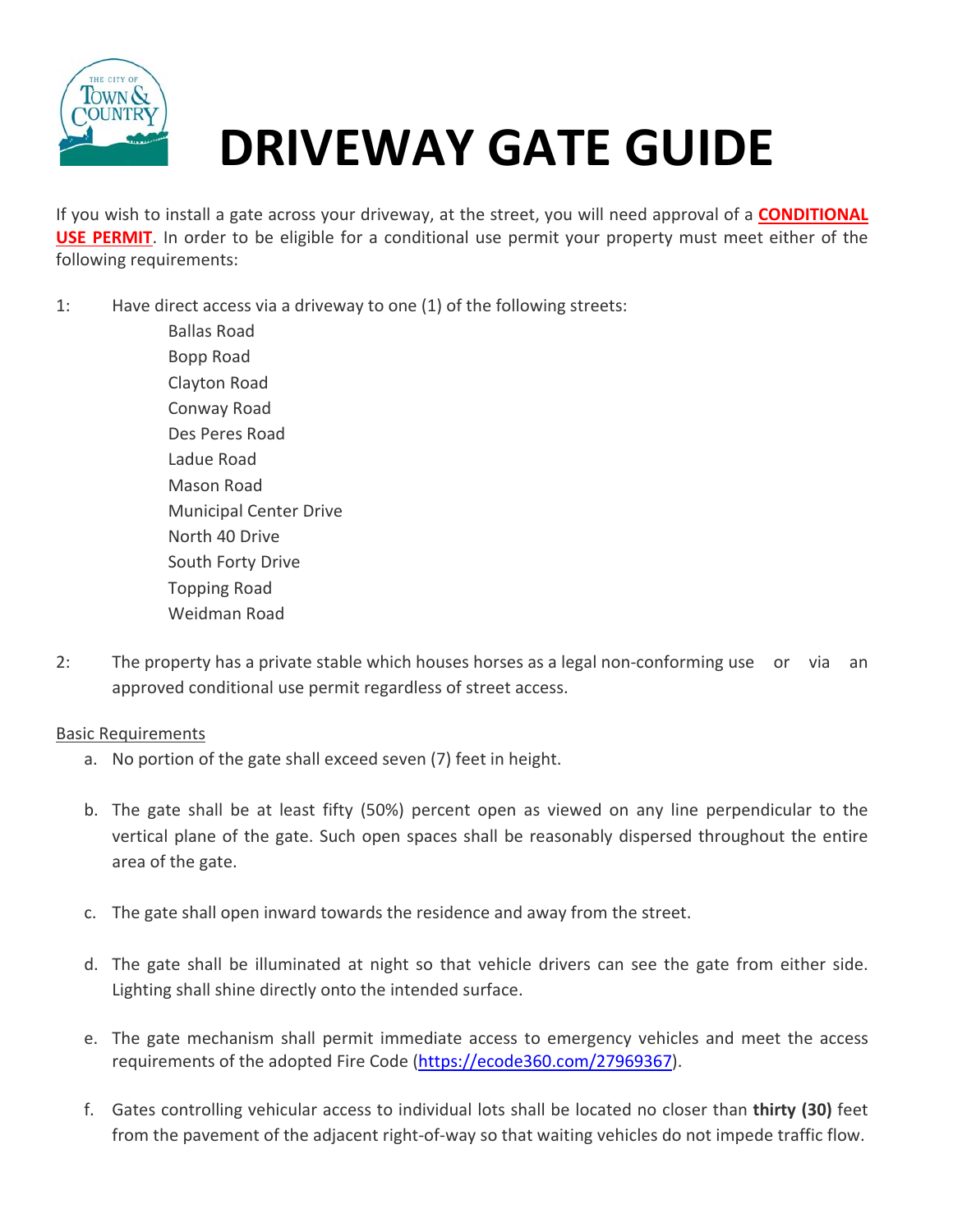# DRIVEWAY GATE GUIDE

If you wish to install a gate across your driveway, at the street, you will need approval of a **CONDITIONAL USE PERMIT**. In order to be eligible for a conditional use permit your property must meet either of the following requirements:

1: Have direct access via a driveway to one (1) of the following streets:

- Ballas Road
- Bopp Road
- Clayton Road
- Conway Road
- Des Peres Road
- Ladue Road
- Mason Road
- Municipal Center Drive
- North 40 Drive
- South Forty Drive
- Topping Road
- Weidman Road

2: The property has a private stable which houses horses as a legal non-conforming use or via an approved conditional use permit regardless of street access.

Basic Requirements

a. No portion of the gate shall exceed seven (7) feet in height.

b. The gate shall be at least fifty (50%) percent open as viewed on any line perpendicular to the vertical plane of the gate. Such open spaces shall be reasonably dispersed throughout the entire area of the gate.

c. The gate shall open inward towards the residence and away from the street.

d. The gate shall be illuminated at night so that vehicle drivers can see the gate from either side. Lighting shall shine directly onto the intended surface.

e. The gate mechanism shall permit immediate access to emergency vehicles and meet the access requirements of the adopted Fire Code (https://ecode360.com/27969367).

f. Gates controlling vehicular access to individual lots shall be located no closer than **thirty (30)** feet from the pavement of the adjacent right-of-way so that waiting vehicles do not impede traffic flow.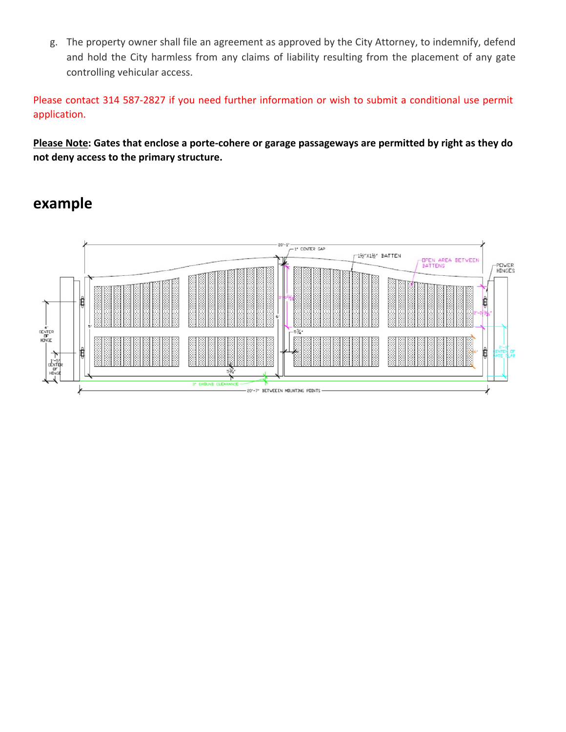g. The property owner shall file an agreement as approved by the City Attorney, to indemnify, defend and hold the City harmless from any claims of liability resulting from the placement of any gate controlling vehicular access.

Please contact 314 587-2827 if you need further information or wish to submit a conditional use permit application.

**<u>Please Note</u>: Gates that enclose a porte-cohere or garage passageways are permitted by right as they do not deny access to the primary structure.**

## example

20'-1"

1" CENTER GAP

1½"X1½" BATTEN

OPEN AREA BETWEEN BATTENS

POWER HINGES

4' CENTER OF HINGE

1'-5" CENTER OF HINGE

5'

6'

5¾"

5¾"

3" GROUND CLEARANCE

20'-7" BETWEEN MOUNTING POINTS